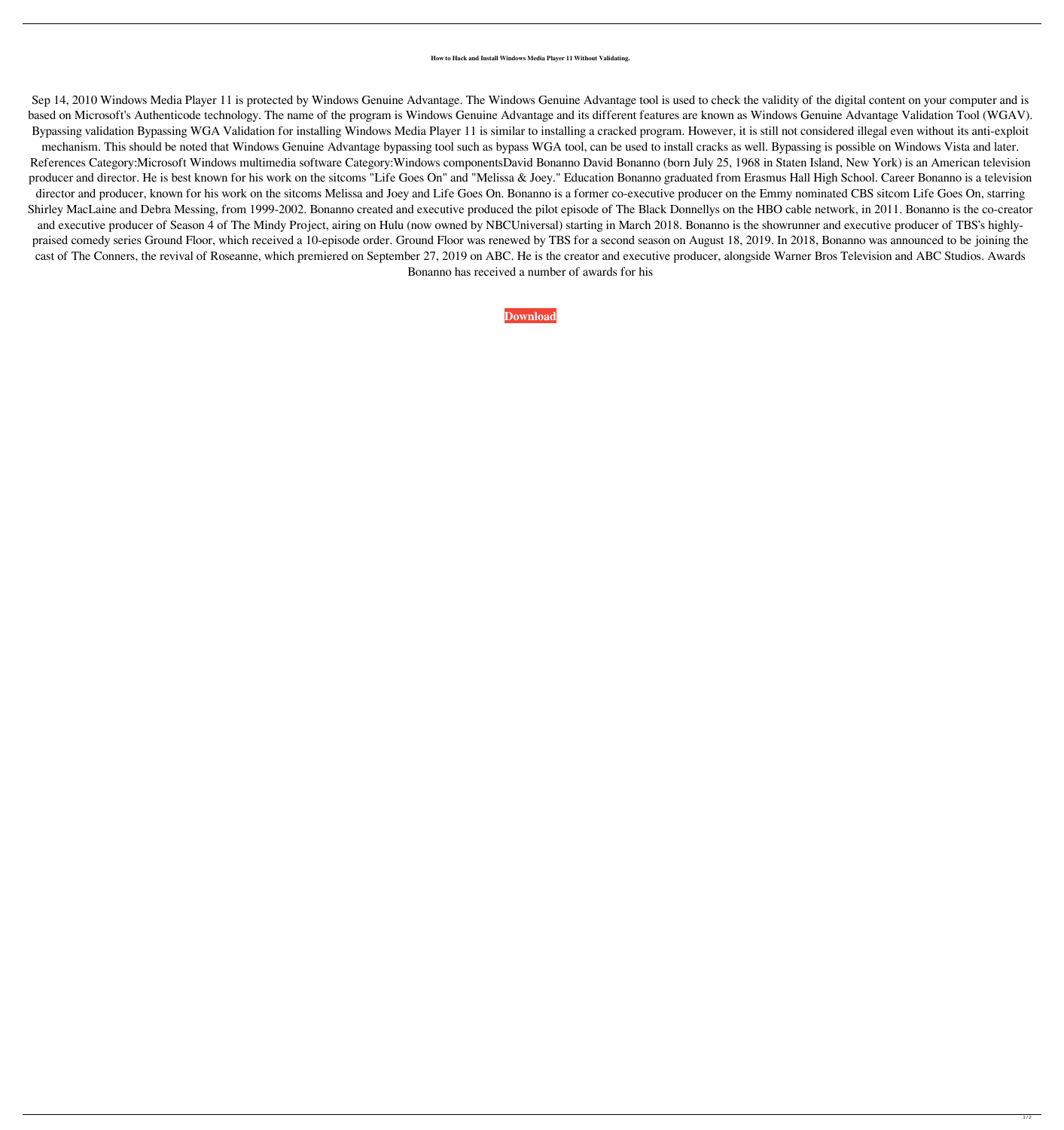**How to Hack and Install Windows Media Player 11 Without Validating.**

Sep 14, 2010 Windows Media Player 11 is protected by Windows Genuine Advantage. The Windows Genuine Advantage tool is used to check the validity of the digital content on your computer and is based on Microsoft's Authenticode technology. The name of the program is Windows Genuine Advantage and its different features are known as Windows Genuine Advantage Validation Tool (WGAV). Bypassing validation Bypassing WGA Validation for installing Windows Media Player 11 is similar to installing a cracked program. However, it is still not considered illegal even without its anti-exploit mechanism. This should be noted that Windows Genuine Advantage bypassing tool such as bypass WGA tool, can be used to install cracks as well. Bypassing is possible on Windows Vista and later. References Category:Microsoft Windows multimedia software Category:Windows componentsDavid Bonanno David Bonanno (born July 25, 1968 in Staten Island, New York) is an American television producer and director. He is best known for his work on the sitcoms "Life Goes On" and "Melissa & Joey." Education Bonanno graduated from Erasmus Hall High School. Career Bonanno is a television director and producer, known for his work on the sitcoms Melissa and Joey and Life Goes On. Bonanno is a former co-executive producer on the Emmy nominated CBS sitcom Life Goes On, starring Shirley MacLaine and Debra Messing, from 1999-2002. Bonanno created and executive produced the pilot episode of The Black Donnellys on the HBO cable network, in 2011. Bonanno is the co-creator and executive producer of Season 4 of The Mindy Project, airing on Hulu (now owned by NBCUniversal) starting in March 2018. Bonanno is the showrunner and executive producer of TBS's highly-praised comedy series Ground Floor, which received a 10-episode order. Ground Floor was renewed by TBS for a second season on August 18, 2019. In 2018, Bonanno was announced to be joining the cast of The Conners, the revival of Roseanne, which premiered on September 27, 2019 on ABC. He is the creator and executive producer, alongside Warner Bros Television and ABC Studios. Awards Bonanno has received a number of awards for his

**Download**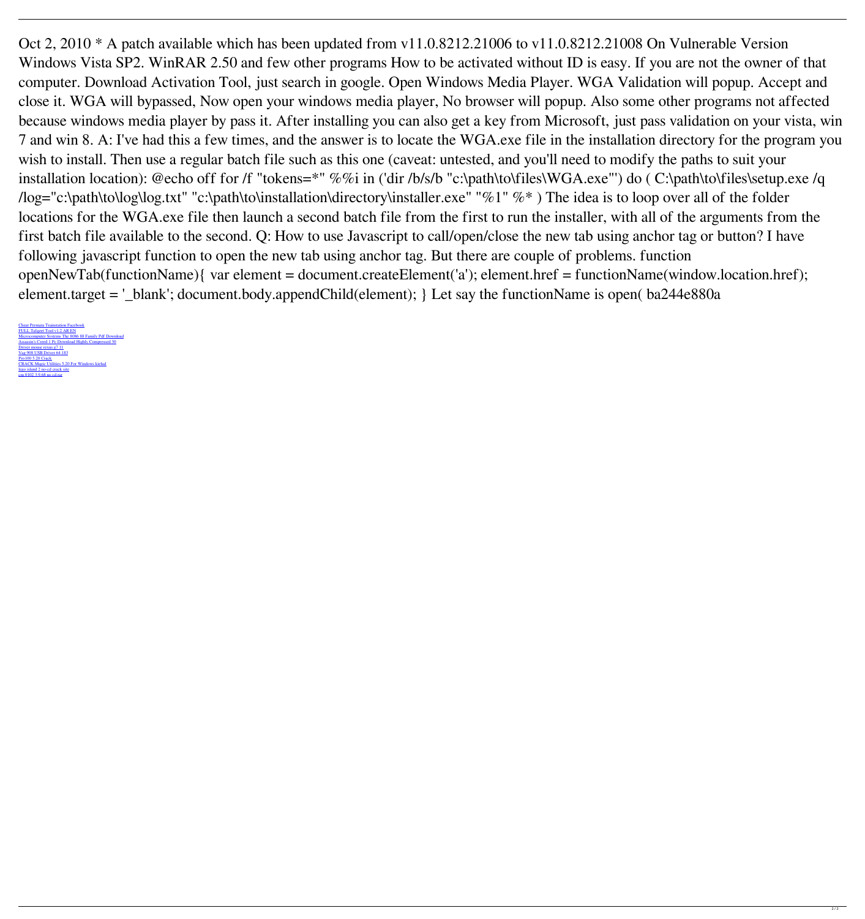Oct 2, 2010 * A patch available which has been updated from v11.0.8212.21006 to v11.0.8212.21008 On Vulnerable Version Windows Vista SP2. WinRAR 2.50 and few other programs How to be activated without ID is easy. If you are not the owner of that computer. Download Activation Tool, just search in google. Open Windows Media Player. WGA Validation will popup. Accept and close it. WGA will bypassed, Now open your windows media player, No browser will popup. Also some other programs not affected because windows media player by pass it. After installing you can also get a key from Microsoft, just pass validation on your vista, win 7 and win 8. A: I've had this a few times, and the answer is to locate the WGA.exe file in the installation directory for the program you wish to install. Then use a regular batch file such as this one (caveat: untested, and you'll need to modify the paths to suit your installation location): @echo off for /f "tokens=*" %%i in ('dir /b/s/b "c:\path\to\files\WGA.exe"') do ( C:\path\to\files\setup.exe /q /log="c:\path\to\log\log.txt" "c:\path\to\installation\directory\installer.exe" "%1" %* ) The idea is to loop over all of the folder locations for the WGA.exe file then launch a second batch file from the first to run the installer, with all of the arguments from the first batch file available to the second. Q: How to use Javascript to call/open/close the new tab using anchor tag or button? I have following javascript function to open the new tab using anchor tag. But there are couple of problems. function openNewTab(functionName){ var element = document.createElement('a'); element.href = functionName(window.location.href); element.target = '_blank'; document.body.appendChild(element); } Let say the functionName is open( ba244e880a

Cheat Permata Trainstation Facebook
FULL Tafqeet Tool v1.2 AR EN
Microcomputer Systems The 8086 88 Family Pdf Download
Assassin's Creed 1 Pc Download Highly Compressed 50
Driver mouse rexus g7 11
Vag 908 USB Driver 64 183
Pro100 5.20 Crack
CRACK Magic Utilities 5.20 For Windows kichd
lego island 2 no-cd crack site
cm 0102 3.9.68 no cd.rar